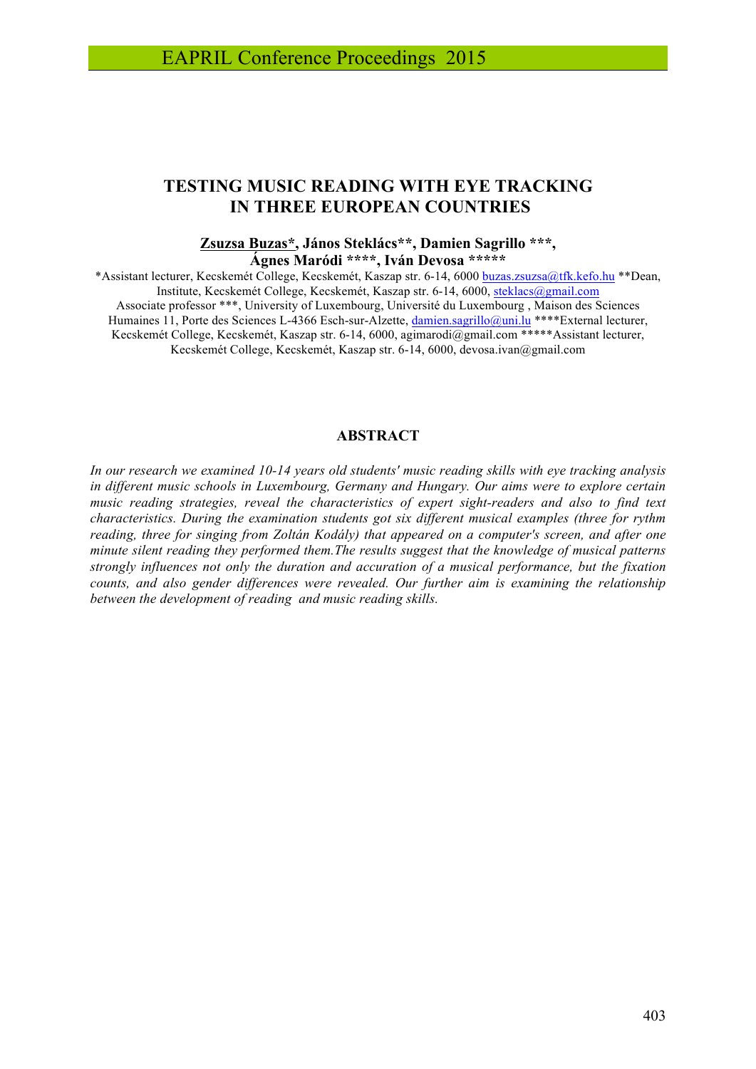# TESTING MUSIC READING WITH EYE TRACKING IN THE THREE EUROPEAN COUNTRIES

**<u>Zsuzsa Buzas*</u>, János Steklács**, Damien Sagrillo ***, Ágnes Maródi ****, Iván Devosa ******* 

*Assistant lecturer, Kecskemét College, Kecskemét, Kaszap str. 6-14, 6000 buzas.zsuzsa@tfk.kefo.hu **Dean, Institute, Kecskemét College, Kecskemét, Kaszap str. 6-14, 6000, steklacs@gmail.com Associate professor ***, University of Luxembourg, Université du Luxembourg , Maison des Sciences Humaines 11, Porte des Sciences L-4366 Esch-sur-Alzette, damien.sagrillo@uni.lu ****External lecturer, Kecskemét College, Kecskemét, Kaszap str. 6-14, 6000, agimarodi@gmail.com *****Assistant lecturer, Kecskemét College, Kecskemét, Kaszap str. 6-14, 6000, devosa.ivan@gmail.com

## ABSTRACT

*In our research we examined 10-14 years old students' music reading skills with eye tracking analysis in different music schools in Luxembourg, Germany and Hungary. Our aims were to explore certain music reading strategies, reveal the characteristics of expert sight-readers and also to find text characteristics. During the examination students got six different musical examples (three for rythm reading, three for singing from Zoltán Kodály) that appeared on a computer's screen, and after one minute silent reading they performed them.The results suggest that the knowledge of musical patterns strongly influences not only the duration and accuration of a musical performance, but the fixation counts, and also gender differences were revealed. Our further aim is examining the relationship between the development of reading and music reading skills.*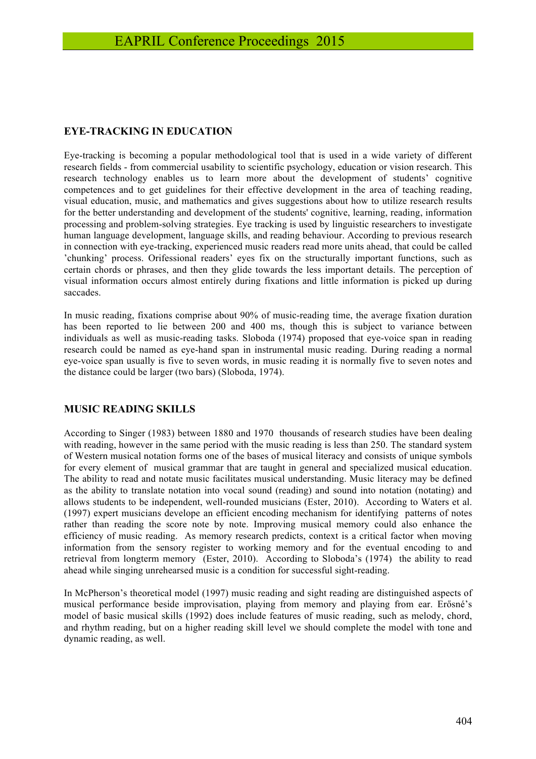## EYE-TRACKING IN EDUCATION

Eye-tracking is becoming a popular methodological tool that is used in a wide variety of different research fields - from commercial usability to scientific psychology, education or vision research. This research technology enables us to learn more about the development of students' cognitive competences and to get guidelines for their effective development in the area of teaching reading, visual education, music, and mathematics and gives suggestions about how to utilize research results for the better understanding and development of the students' cognitive, learning, reading, information processing and problem-solving strategies. Eye tracking is used by linguistic researchers to investigate human language development, language skills, and reading behaviour. According to previous research in connection with eye-tracking, experienced music readers read more units ahead, that could be called 'chunking' process. Orifessional readers' eyes fix on the structurally important functions, such as certain chords or phrases, and then they glide towards the less important details. The perception of visual information occurs almost entirely during fixations and little information is picked up during saccades.

In music reading, fixations comprise about 90% of music-reading time, the average fixation duration has been reported to lie between 200 and 400 ms, though this is subject to variance between individuals as well as music-reading tasks. Sloboda (1974) proposed that eye-voice span in reading research could be named as eye-hand span in instrumental music reading. During reading a normal eye-voice span usually is five to seven words, in music reading it is normally five to seven notes and the distance could be larger (two bars) (Sloboda, 1974).

## MUSIC READING SKILLS

According to Singer (1983) between 1880 and 1970 thousands of research studies have been dealing with reading, however in the same period with the music reading is less than 250. The standard system of Western musical notation forms one of the bases of musical literacy and consists of unique symbols for every element of musical grammar that are taught in general and specialized musical education. The ability to read and notate music facilitates musical understanding. Music literacy may be defined as the ability to translate notation into vocal sound (reading) and sound into notation (notating) and allows students to be independent, well-rounded musicians (Ester, 2010). According to Waters et al. (1997) expert musicians develope an efficient encoding mechanism for identifying patterns of notes rather than reading the score note by note. Improving musical memory could also enhance the efficiency of music reading. As memory research predicts, context is a critical factor when moving information from the sensory register to working memory and for the eventual encoding to and retrieval from longterm memory (Ester, 2010). According to Sloboda's (1974) the ability to read ahead while singing unrehearsed music is a condition for successful sight-reading.

In McPherson's theoretical model (1997) music reading and sight reading are distinguished aspects of musical performance beside improvisation, playing from memory and playing from ear. Erősné's model of basic musical skills (1992) does include features of music reading, such as melody, chord, and rhythm reading, but on a higher reading skill level we should complete the model with tone and dynamic reading, as well.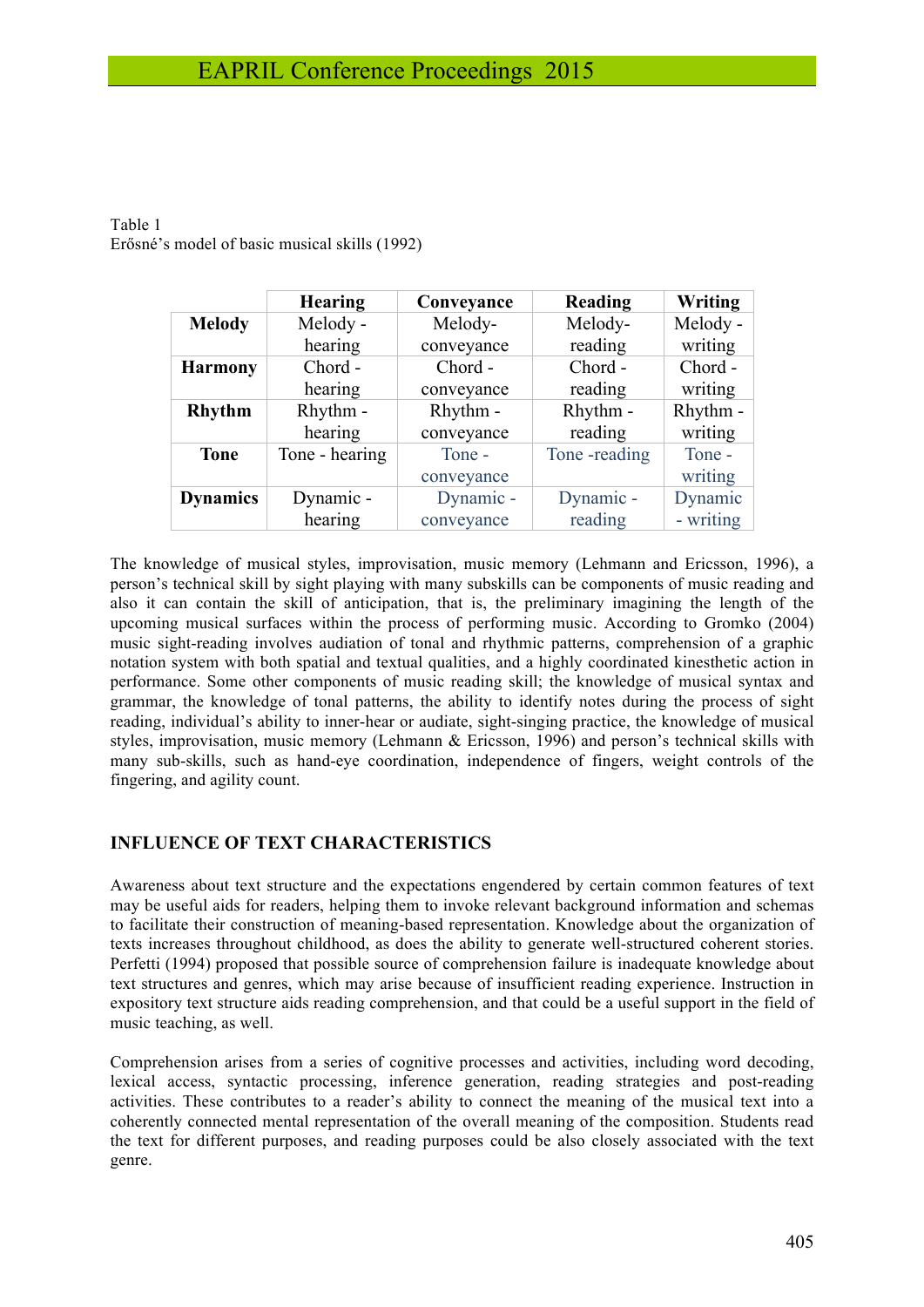Table 1
Erősné's model of basic musical skills (1992)

| | Hearing | Conveyance | Reading | Writing |
|---|---|---|---|---|
| **Melody** | Melody - hearing | Melody-conveyance | Melody-reading | Melody - writing |
| **Harmony** | Chord - hearing | Chord - conveyance | Chord - reading | Chord - writing |
| **Rhythm** | Rhythm - hearing | Rhythm - conveyance | Rhythm - reading | Rhythm - writing |
| **Tone** | Tone - hearing | Tone - conveyance | Tone -reading | Tone - writing |
| **Dynamics** | Dynamic - hearing | Dynamic - conveyance | Dynamic - reading | Dynamic - writing |

The knowledge of musical styles, improvisation, music memory (Lehmann and Ericsson, 1996), a person's technical skill by sight playing with many subskills can be components of music reading and also it can contain the skill of anticipation, that is, the preliminary imagining the length of the upcoming musical surfaces within the process of performing music. According to Gromko (2004) music sight-reading involves audiation of tonal and rhythmic patterns, comprehension of a graphic notation system with both spatial and textual qualities, and a highly coordinated kinesthetic action in performance. Some other components of music reading skill; the knowledge of musical syntax and grammar, the knowledge of tonal patterns, the ability to identify notes during the process of sight reading, individual's ability to inner-hear or audiate, sight-singing practice, the knowledge of musical styles, improvisation, music memory (Lehmann & Ericsson, 1996) and person's technical skills with many sub-skills, such as hand-eye coordination, independence of fingers, weight controls of the fingering, and agility count.

## INFLUENCE OF TEXT CHARACTERISTICS

Awareness about text structure and the expectations engendered by certain common features of text may be useful aids for readers, helping them to invoke relevant background information and schemas to facilitate their construction of meaning-based representation. Knowledge about the organization of texts increases throughout childhood, as does the ability to generate well-structured coherent stories. Perfetti (1994) proposed that possible source of comprehension failure is inadequate knowledge about text structures and genres, which may arise because of insufficient reading experience. Instruction in expository text structure aids reading comprehension, and that could be a useful support in the field of music teaching, as well.

Comprehension arises from a series of cognitive processes and activities, including word decoding, lexical access, syntactic processing, inference generation, reading strategies and post-reading activities. These contributes to a reader's ability to connect the meaning of the musical text into a coherently connected mental representation of the overall meaning of the composition. Students read the text for different purposes, and reading purposes could be also closely associated with the text genre.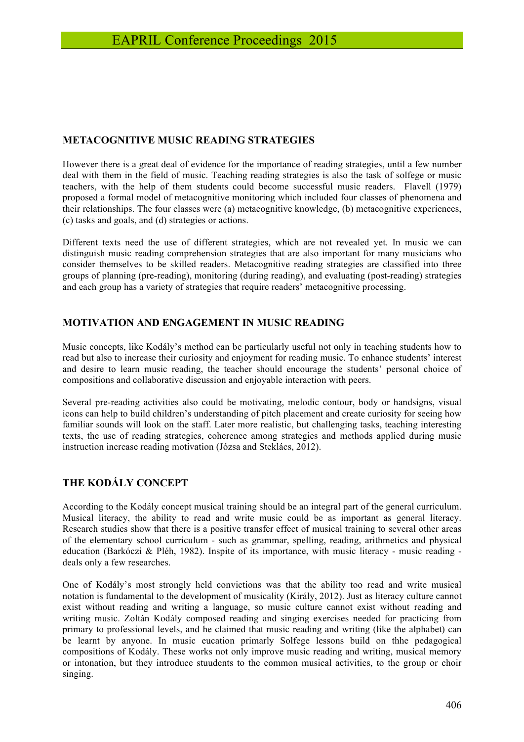## METACOGNITIVE MUSIC READING STRATEGIES

However there is a great deal of evidence for the importance of reading strategies, until a few number deal with them in the field of music. Teaching reading strategies is also the task of solfege or music teachers, with the help of them students could become successful music readers. Flavell (1979) proposed a formal model of metacognitive monitoring which included four classes of phenomena and their relationships. The four classes were (a) metacognitive knowledge, (b) metacognitive experiences, (c) tasks and goals, and (d) strategies or actions.

Different texts need the use of different strategies, which are not revealed yet. In music we can distinguish music reading comprehension strategies that are also important for many musicians who consider themselves to be skilled readers. Metacognitive reading strategies are classified into three groups of planning (pre-reading), monitoring (during reading), and evaluating (post-reading) strategies and each group has a variety of strategies that require readers' metacognitive processing.

## MOTIVATION AND ENGAGEMENT IN MUSIC READING

Music concepts, like Kodály's method can be particularly useful not only in teaching students how to read but also to increase their curiosity and enjoyment for reading music. To enhance students' interest and desire to learn music reading, the teacher should encourage the students' personal choice of compositions and collaborative discussion and enjoyable interaction with peers.

Several pre-reading activities also could be motivating, melodic contour, body or handsigns, visual icons can help to build children's understanding of pitch placement and create curiosity for seeing how familiar sounds will look on the staff. Later more realistic, but challenging tasks, teaching interesting texts, the use of reading strategies, coherence among strategies and methods applied during music instruction increase reading motivation (Józsa and Steklács, 2012).

## THE KODÁLY CONCEPT

According to the Kodály concept musical training should be an integral part of the general curriculum. Musical literacy, the ability to read and write music could be as important as general literacy. Research studies show that there is a positive transfer effect of musical training to several other areas of the elementary school curriculum - such as grammar, spelling, reading, arithmetics and physical education (Barkóczi & Pléh, 1982). Inspite of its importance, with music literacy - music reading - deals only a few researches.

One of Kodály's most strongly held convictions was that the ability too read and write musical notation is fundamental to the development of musicality (Király, 2012). Just as literacy culture cannot exist without reading and writing a language, so music culture cannot exist without reading and writing music. Zoltán Kodály composed reading and singing exercises needed for practicing from primary to professional levels, and he claimed that music reading and writing (like the alphabet) can be learnt by anyone. In music eucation primarly Solfege lessons build on thhe pedagogical compositions of Kodály. These works not only improve music reading and writing, musical memory or intonation, but they introduce stuudents to the common musical activities, to the group or choir singing.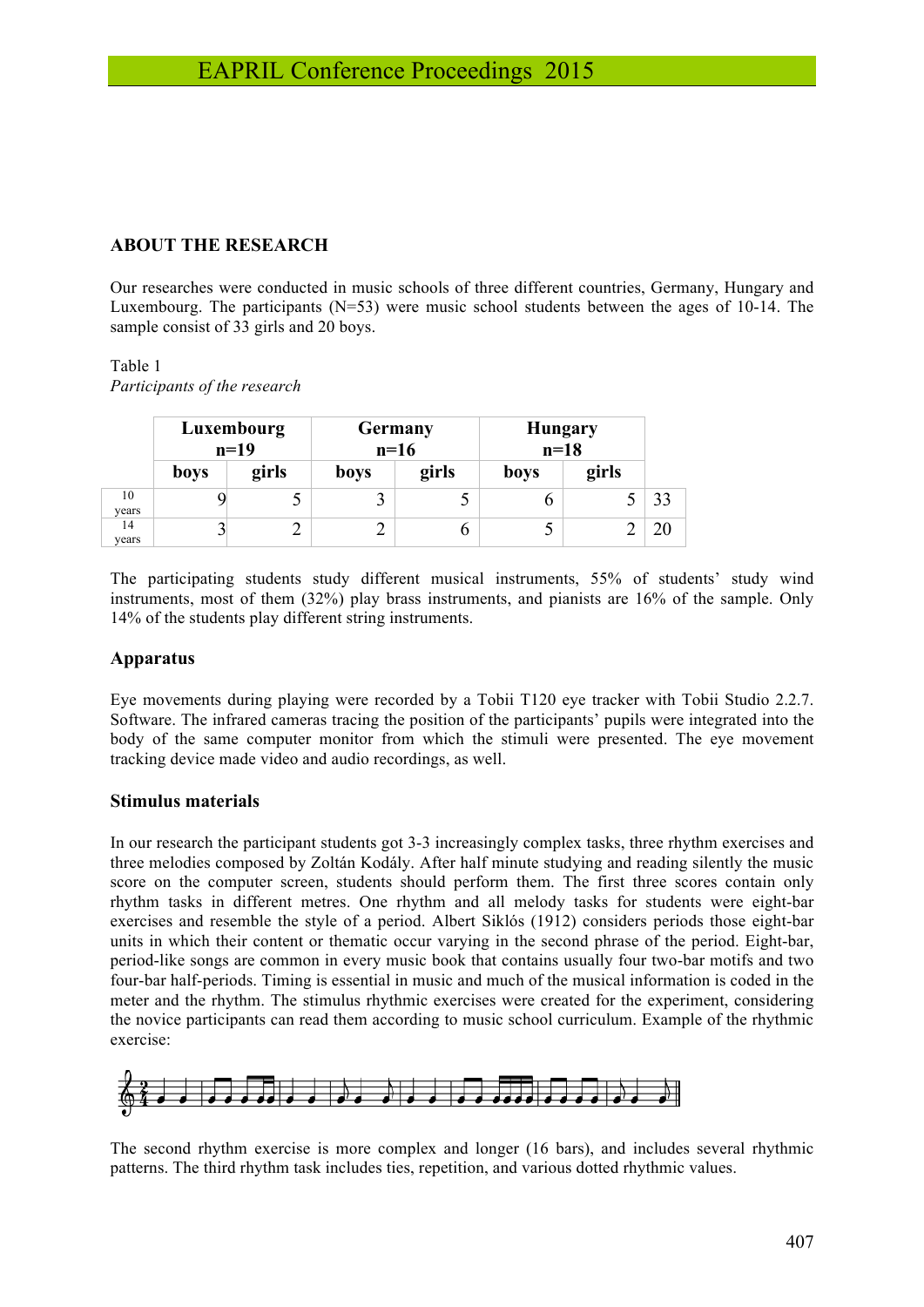## ABOUT THE RESEARCH

Our researches were conducted in music schools of three different countries, Germany, Hungary and Luxembourg. The participants (N=53) were music school students between the ages of 10-14. The sample consist of 33 girls and 20 boys.

Table 1
*Participants of the research*

| | Luxembourg n=19 | | Germany n=16 | | Hungary n=18 | | |
|---|---|---|---|---|---|---|---|
| | **boys** | **girls** | **boys** | **girls** | **boys** | **girls** | |
| 10 years | 9 | 5 | 3 | 5 | 6 | 5 | 33 |
| 14 years | 3 | 2 | 2 | 6 | 5 | 2 | 20 |

The participating students study different musical instruments, 55% of students' study wind instruments, most of them (32%) play brass instruments, and pianists are 16% of the sample. Only 14% of the students play different string instruments.

### Apparatus

Eye movements during playing were recorded by a Tobii T120 eye tracker with Tobii Studio 2.2.7. Software. The infrared cameras tracing the position of the participants' pupils were integrated into the body of the same computer monitor from which the stimuli were presented. The eye movement tracking device made video and audio recordings, as well.

### Stimulus materials

In our research the participant students got 3-3 increasingly complex tasks, three rhythm exercises and three melodies composed by Zoltán Kodály. After half minute studying and reading silently the music score on the computer screen, students should perform them. The first three scores contain only rhythm tasks in different metres. One rhythm and all melody tasks for students were eight-bar exercises and resemble the style of a period. Albert Siklós (1912) considers periods those eight-bar units in which their content or thematic occur varying in the second phrase of the period. Eight-bar, period-like songs are common in every music book that contains usually four two-bar motifs and two four-bar half-periods. Timing is essential in music and much of the musical information is coded in the meter and the rhythm. The stimulus rhythmic exercises were created for the experiment, considering the novice participants can read them according to music school curriculum. Example of the rhythmic exercise:

The second rhythm exercise is more complex and longer (16 bars), and includes several rhythmic patterns. The third rhythm task includes ties, repetition, and various dotted rhythmic values.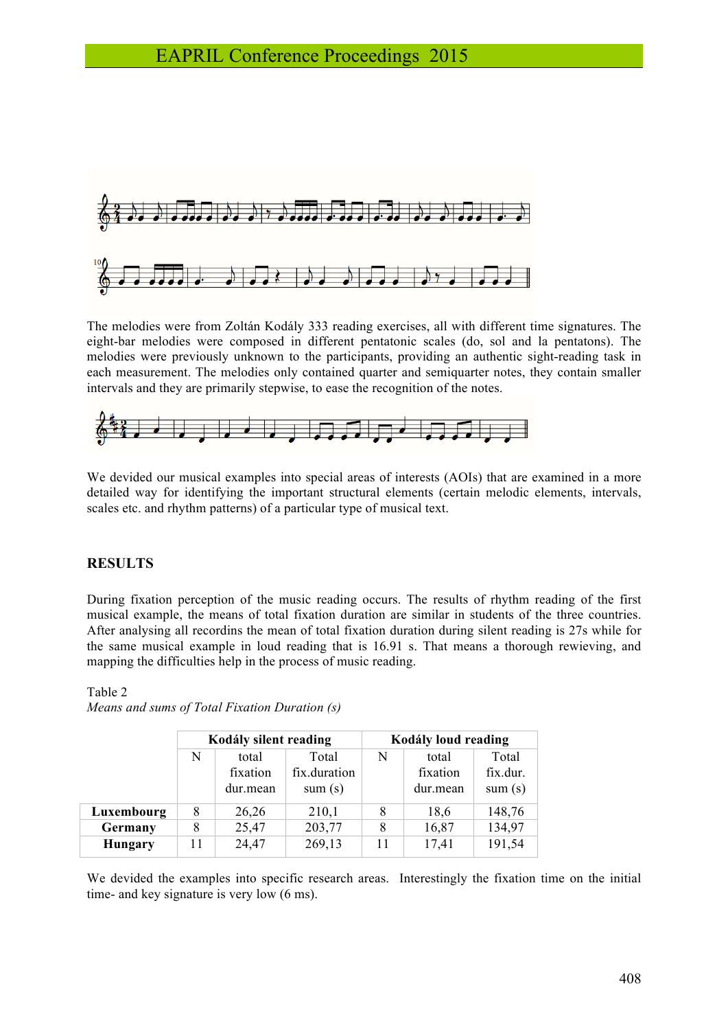The melodies were from Zoltán Kodály 333 reading exercises, all with different time signatures. The eight-bar melodies were composed in different pentatonic scales (do, sol and la pentatons). The melodies were previously unknown to the participants, providing an authentic sight-reading task in each measurement. The melodies only contained quarter and semiquarter notes, they contain smaller intervals and they are primarily stepwise, to ease the recognition of the notes.

We devided our musical examples into special areas of interests (AOIs) that are examined in a more detailed way for identifying the important structural elements (certain melodic elements, intervals, scales etc. and rhythm patterns) of a particular type of musical text.

## RESULTS

During fixation perception of the music reading occurs. The results of rhythm reading of the first musical example, the means of total fixation duration are similar in students of the three countries. After analysing all recordins the mean of total fixation duration during silent reading is 27s while for the same musical example in loud reading that is 16.91 s. That means a thorough rewieving, and mapping the difficulties help in the process of music reading.

Table 2
*Means and sums of Total Fixation Duration (s)*

| | Kodály silent reading | | | Kodály loud reading | | |
|---|---|---|---|---|---|---|
| | N | total fixation dur.mean | Total fix.duration sum (s) | N | total fixation dur.mean | Total fix.dur. sum (s) |
| **Luxembourg** | 8 | 26,26 | 210,1 | 8 | 18,6 | 148,76 |
| **Germany** | 8 | 25,47 | 203,77 | 8 | 16,87 | 134,97 |
| **Hungary** | 11 | 24,47 | 269,13 | 11 | 17,41 | 191,54 |

We devided the examples into specific research areas. Interestingly the fixation time on the initial time- and key signature is very low (6 ms).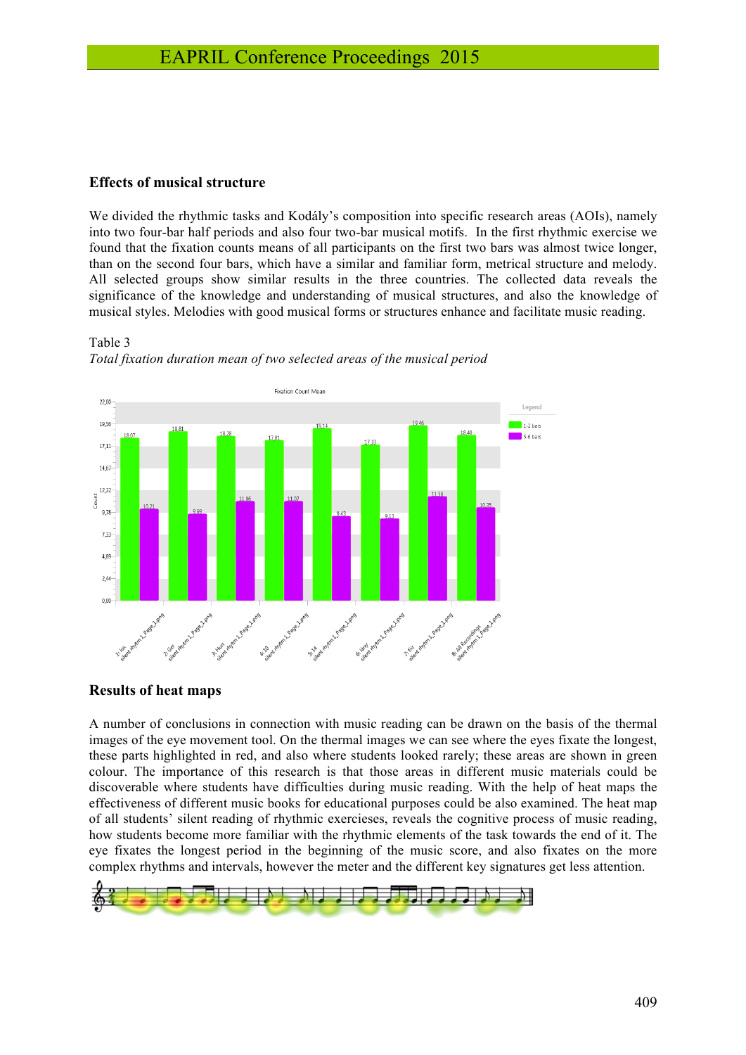## Effects of musical structure

We divided the rhythmic tasks and Kodály's composition into specific research areas (AOIs), namely into two four-bar half periods and also four two-bar musical motifs. In the first rhythmic exercise we found that the fixation counts means of all participants on the first two bars was almost twice longer, than on the second four bars, which have a similar and familiar form, metrical structure and melody. All selected groups show similar results in the three countries. The collected data reveals the significance of the knowledge and understanding of musical structures, and also the knowledge of musical styles. Melodies with good musical forms or structures enhance and facilitate music reading.

Table 3

*Total fixation duration mean of two selected areas of the musical period*

## Results of heat maps

A number of conclusions in connection with music reading can be drawn on the basis of the thermal images of the eye movement tool. On the thermal images we can see where the eyes fixate the longest, these parts highlighted in red, and also where students looked rarely; these areas are shown in green colour. The importance of this research is that those areas in different music materials could be discoverable where students have difficulties during music reading. With the help of heat maps the effectiveness of different music books for educational purposes could be also examined. The heat map of all students' silent reading of rhythmic exercieses, reveals the cognitive process of music reading, how students become more familiar with the rhythmic elements of the task towards the end of it. The eye fixates the longest period in the beginning of the music score, and also fixates on the more complex rhythms and intervals, however the meter and the different key signatures get less attention.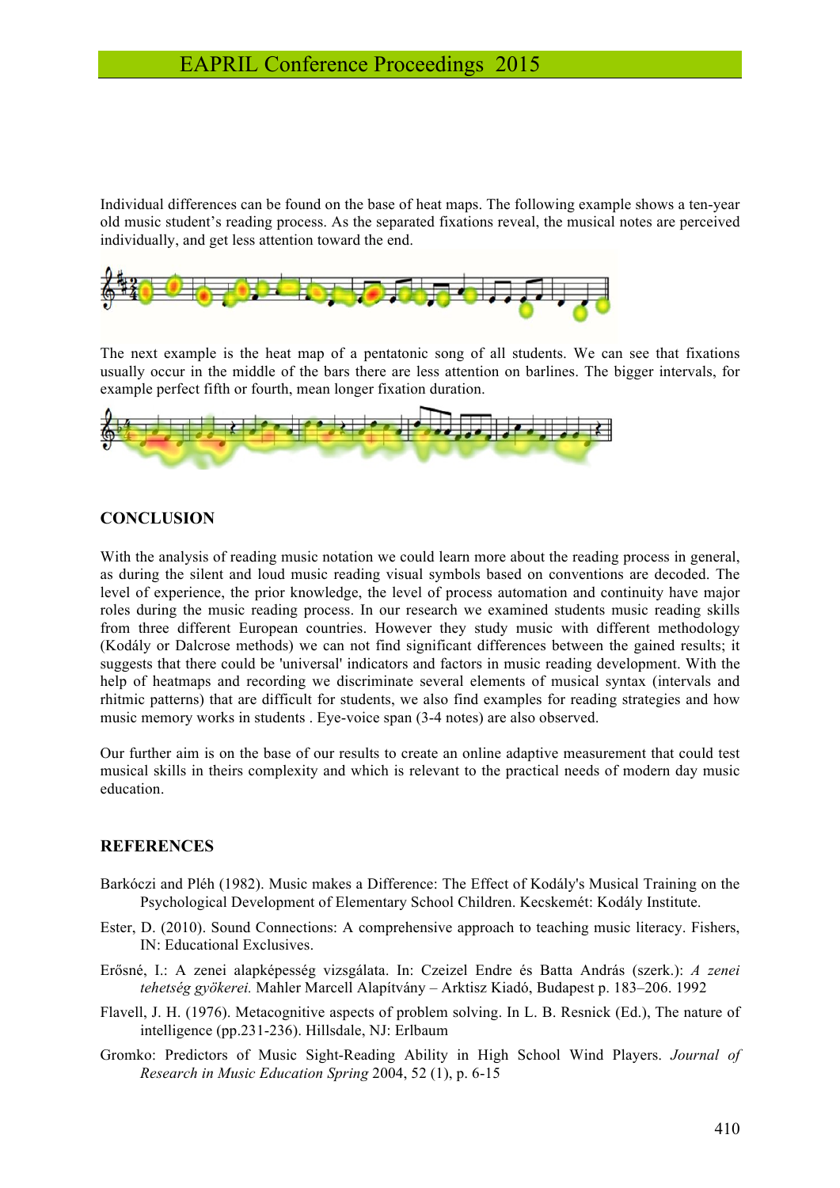Individual differences can be found on the base of heat maps. The following example shows a ten-year old music student's reading process. As the separated fixations reveal, the musical notes are perceived individually, and get less attention toward the end.

The next example is the heat map of a pentatonic song of all students. We can see that fixations usually occur in the middle of the bars there are less attention on barlines. The bigger intervals, for example perfect fifth or fourth, mean longer fixation duration.

## CONCLUSION

With the analysis of reading music notation we could learn more about the reading process in general, as during the silent and loud music reading visual symbols based on conventions are decoded. The level of experience, the prior knowledge, the level of process automation and continuity have major roles during the music reading process. In our research we examined students music reading skills from three different European countries. However they study music with different methodology (Kodály or Dalcrose methods) we can not find significant differences between the gained results; it suggests that there could be 'universal' indicators and factors in music reading development. With the help of heatmaps and recording we discriminate several elements of musical syntax (intervals and rhitmic patterns) that are difficult for students, we also find examples for reading strategies and how music memory works in students . Eye-voice span (3-4 notes) are also observed.

Our further aim is on the base of our results to create an online adaptive measurement that could test musical skills in theirs complexity and which is relevant to the practical needs of modern day music education.

## REFERENCES

Barkóczi and Pléh (1982). Music makes a Difference: The Effect of Kodály's Musical Training on the Psychological Development of Elementary School Children. Kecskemét: Kodály Institute.

Ester, D. (2010). Sound Connections: A comprehensive approach to teaching music literacy. Fishers, IN: Educational Exclusives.

Erősné, I.: A zenei alapképesség vizsgálata. In: Czeizel Endre és Batta András (szerk.): *A zenei tehetség gyökerei.* Mahler Marcell Alapítvány – Arktisz Kiadó, Budapest p. 183–206. 1992

Flavell, J. H. (1976). Metacognitive aspects of problem solving. In L. B. Resnick (Ed.), The nature of intelligence (pp.231-236). Hillsdale, NJ: Erlbaum

Gromko: Predictors of Music Sight-Reading Ability in High School Wind Players. *Journal of Research in Music Education Spring* 2004, 52 (1), p. 6-15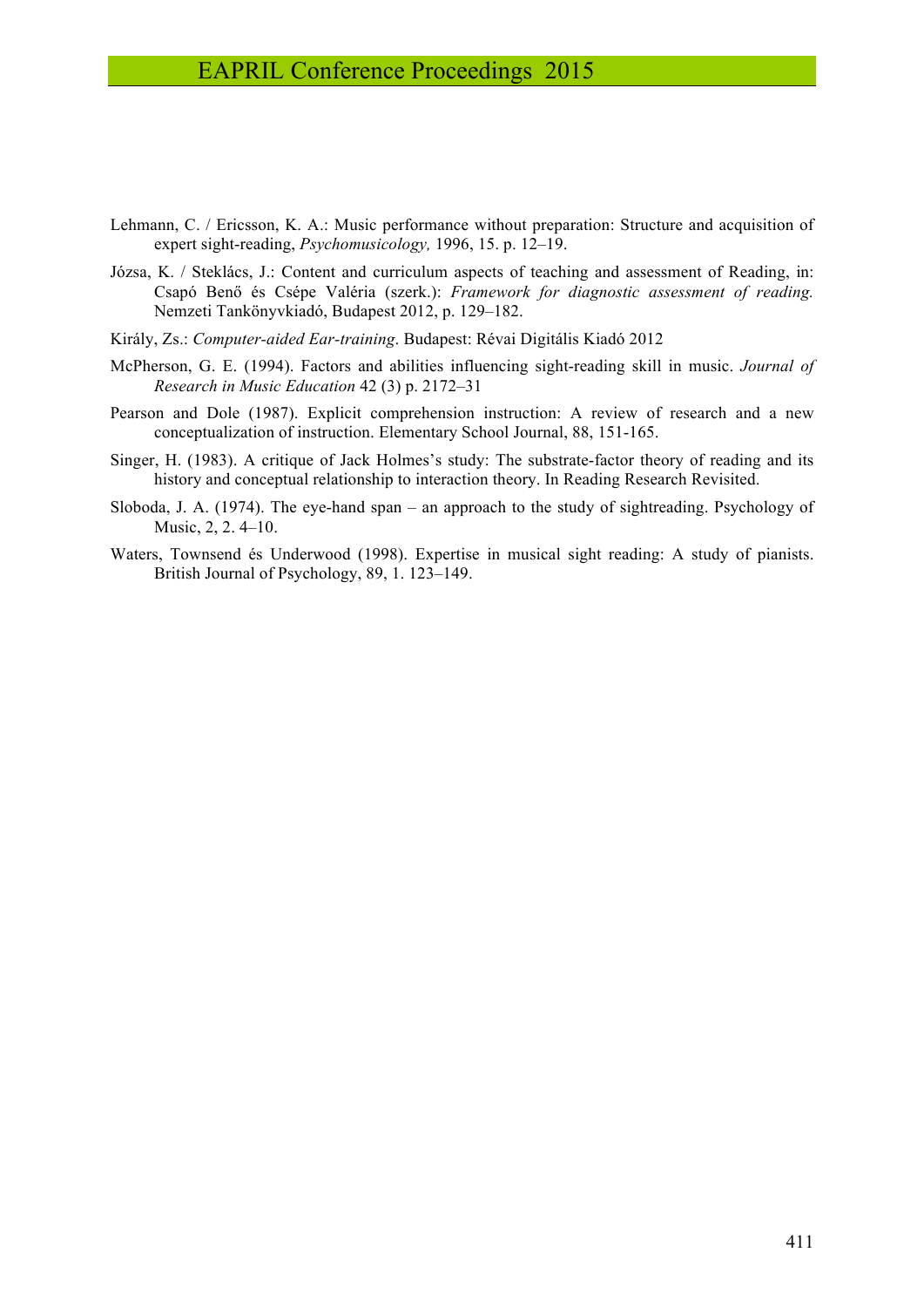Lehmann, C. / Ericsson, K. A.: Music performance without preparation: Structure and acquisition of expert sight-reading, *Psychomusicology,* 1996, 15. p. 12–19.

Józsa, K. / Steklács, J.: Content and curriculum aspects of teaching and assessment of Reading, in: Csapó Benő és Csépe Valéria (szerk.): *Framework for diagnostic assessment of reading.* Nemzeti Tankönyvkiadó, Budapest 2012, p. 129–182.

Király, Zs.: *Computer-aided Ear-training*. Budapest: Révai Digitális Kiadó 2012

McPherson, G. E. (1994). Factors and abilities influencing sight-reading skill in music. *Journal of Research in Music Education* 42 (3) p. 2172–31

Pearson and Dole (1987). Explicit comprehension instruction: A review of research and a new conceptualization of instruction. Elementary School Journal, 88, 151-165.

Singer, H. (1983). A critique of Jack Holmes's study: The substrate-factor theory of reading and its history and conceptual relationship to interaction theory. In Reading Research Revisited.

Sloboda, J. A. (1974). The eye-hand span – an approach to the study of sightreading. Psychology of Music, 2, 2. 4–10.

Waters, Townsend és Underwood (1998). Expertise in musical sight reading: A study of pianists. British Journal of Psychology, 89, 1. 123–149.